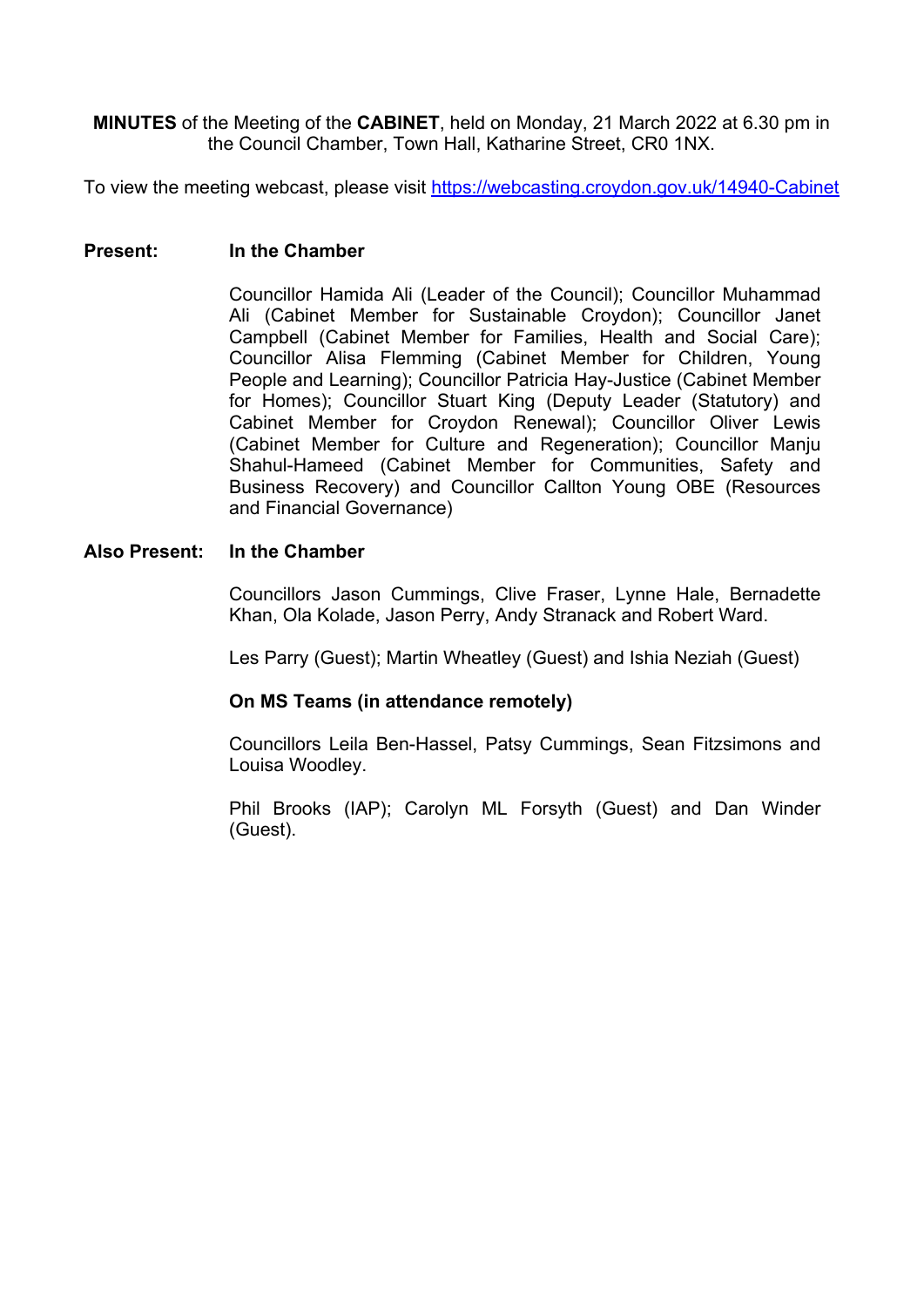**MINUTES** of the Meeting of the **CABINET**, held on Monday, 21 March 2022 at 6.30 pm in the Council Chamber, Town Hall, Katharine Street, CR0 1NX.

To view the meeting webcast, please visit https://webcasting.croydon.gov.uk/14940-Cabinet

**Present:** **In the Chamber**

Councillor Hamida Ali (Leader of the Council); Councillor Muhammad Ali (Cabinet Member for Sustainable Croydon); Councillor Janet Campbell (Cabinet Member for Families, Health and Social Care); Councillor Alisa Flemming (Cabinet Member for Children, Young People and Learning); Councillor Patricia Hay-Justice (Cabinet Member for Homes); Councillor Stuart King (Deputy Leader (Statutory) and Cabinet Member for Croydon Renewal); Councillor Oliver Lewis (Cabinet Member for Culture and Regeneration); Councillor Manju Shahul-Hameed (Cabinet Member for Communities, Safety and Business Recovery) and Councillor Callton Young OBE (Resources and Financial Governance)

**Also Present:** **In the Chamber**

Councillors Jason Cummings, Clive Fraser, Lynne Hale, Bernadette Khan, Ola Kolade, Jason Perry, Andy Stranack and Robert Ward.

Les Parry (Guest); Martin Wheatley (Guest) and Ishia Neziah (Guest)

**On MS Teams (in attendance remotely)**

Councillors Leila Ben-Hassel, Patsy Cummings, Sean Fitzsimons and Louisa Woodley.

Phil Brooks (IAP); Carolyn ML Forsyth (Guest) and Dan Winder (Guest).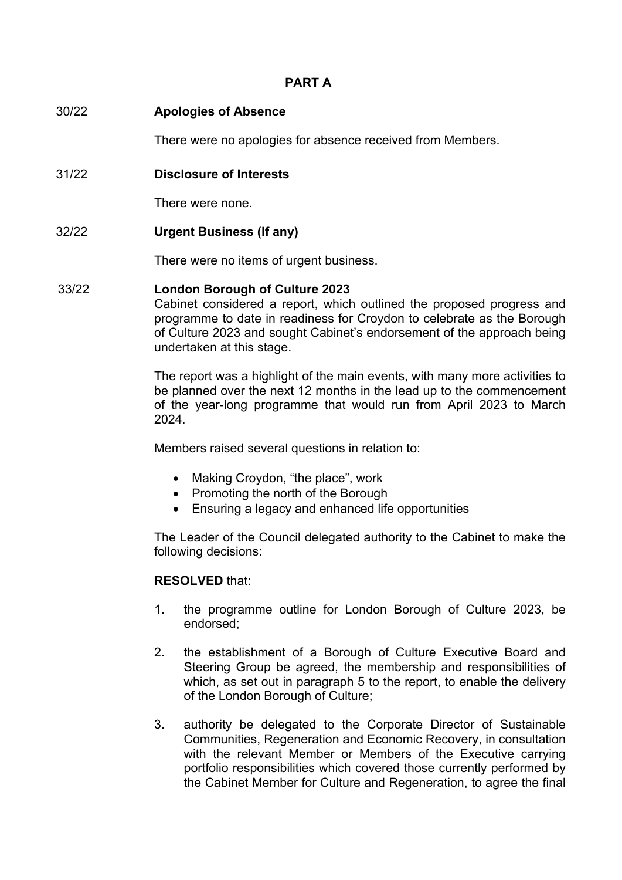## PART A

**30/22 Apologies of Absence**

There were no apologies for absence received from Members.

**31/22 Disclosure of Interests**

There were none.

**32/22 Urgent Business (If any)**

There were no items of urgent business.

**33/22 London Borough of Culture 2023**

Cabinet considered a report, which outlined the proposed progress and programme to date in readiness for Croydon to celebrate as the Borough of Culture 2023 and sought Cabinet's endorsement of the approach being undertaken at this stage.

The report was a highlight of the main events, with many more activities to be planned over the next 12 months in the lead up to the commencement of the year-long programme that would run from April 2023 to March 2024.

Members raised several questions in relation to:

- Making Croydon, "the place", work
- Promoting the north of the Borough
- Ensuring a legacy and enhanced life opportunities

The Leader of the Council delegated authority to the Cabinet to make the following decisions:

**RESOLVED** that:

1. the programme outline for London Borough of Culture 2023, be endorsed;

2. the establishment of a Borough of Culture Executive Board and Steering Group be agreed, the membership and responsibilities of which, as set out in paragraph 5 to the report, to enable the delivery of the London Borough of Culture;

3. authority be delegated to the Corporate Director of Sustainable Communities, Regeneration and Economic Recovery, in consultation with the relevant Member or Members of the Executive carrying portfolio responsibilities which covered those currently performed by the Cabinet Member for Culture and Regeneration, to agree the final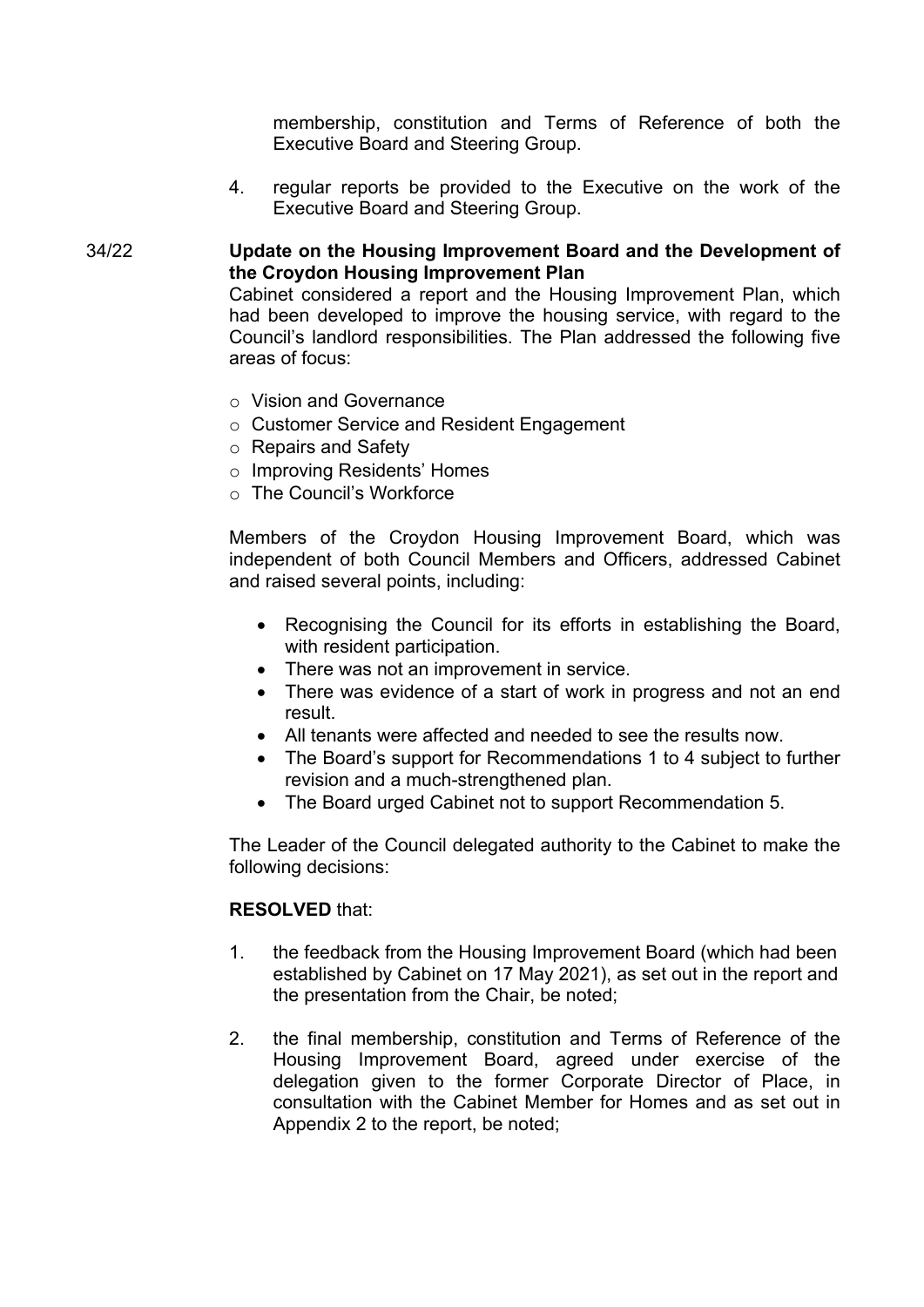membership, constitution and Terms of Reference of both the Executive Board and Steering Group.

4. regular reports be provided to the Executive on the work of the Executive Board and Steering Group.

34/22 **Update on the Housing Improvement Board and the Development of the Croydon Housing Improvement Plan**

Cabinet considered a report and the Housing Improvement Plan, which had been developed to improve the housing service, with regard to the Council's landlord responsibilities. The Plan addressed the following five areas of focus:

- Vision and Governance
- Customer Service and Resident Engagement
- Repairs and Safety
- Improving Residents' Homes
- The Council's Workforce

Members of the Croydon Housing Improvement Board, which was independent of both Council Members and Officers, addressed Cabinet and raised several points, including:

- Recognising the Council for its efforts in establishing the Board, with resident participation.
- There was not an improvement in service.
- There was evidence of a start of work in progress and not an end result.
- All tenants were affected and needed to see the results now.
- The Board's support for Recommendations 1 to 4 subject to further revision and a much-strengthened plan.
- The Board urged Cabinet not to support Recommendation 5.

The Leader of the Council delegated authority to the Cabinet to make the following decisions:

**RESOLVED** that:

1. the feedback from the Housing Improvement Board (which had been established by Cabinet on 17 May 2021), as set out in the report and the presentation from the Chair, be noted;

2. the final membership, constitution and Terms of Reference of the Housing Improvement Board, agreed under exercise of the delegation given to the former Corporate Director of Place, in consultation with the Cabinet Member for Homes and as set out in Appendix 2 to the report, be noted;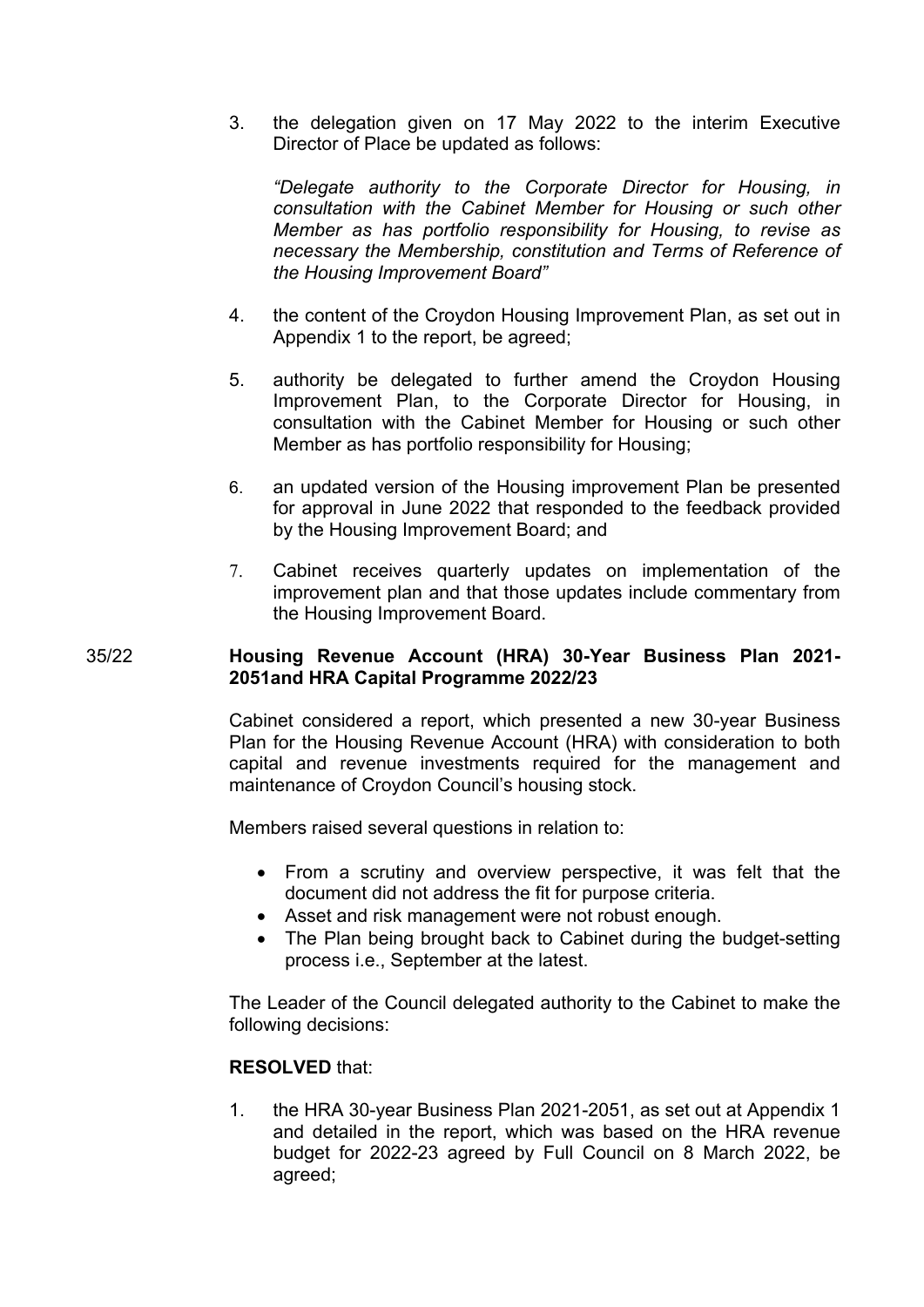3. the delegation given on 17 May 2022 to the interim Executive Director of Place be updated as follows:

   *"Delegate authority to the Corporate Director for Housing, in consultation with the Cabinet Member for Housing or such other Member as has portfolio responsibility for Housing, to revise as necessary the Membership, constitution and Terms of Reference of the Housing Improvement Board"*

4. the content of the Croydon Housing Improvement Plan, as set out in Appendix 1 to the report, be agreed;

5. authority be delegated to further amend the Croydon Housing Improvement Plan, to the Corporate Director for Housing, in consultation with the Cabinet Member for Housing or such other Member as has portfolio responsibility for Housing;

6. an updated version of the Housing improvement Plan be presented for approval in June 2022 that responded to the feedback provided by the Housing Improvement Board; and

7. Cabinet receives quarterly updates on implementation of the improvement plan and that those updates include commentary from the Housing Improvement Board.

35/22 **Housing Revenue Account (HRA) 30-Year Business Plan 2021-2051and HRA Capital Programme 2022/23**

Cabinet considered a report, which presented a new 30-year Business Plan for the Housing Revenue Account (HRA) with consideration to both capital and revenue investments required for the management and maintenance of Croydon Council's housing stock.

Members raised several questions in relation to:

- From a scrutiny and overview perspective, it was felt that the document did not address the fit for purpose criteria.
- Asset and risk management were not robust enough.
- The Plan being brought back to Cabinet during the budget-setting process i.e., September at the latest.

The Leader of the Council delegated authority to the Cabinet to make the following decisions:

**RESOLVED** that:

1. the HRA 30-year Business Plan 2021-2051, as set out at Appendix 1 and detailed in the report, which was based on the HRA revenue budget for 2022-23 agreed by Full Council on 8 March 2022, be agreed;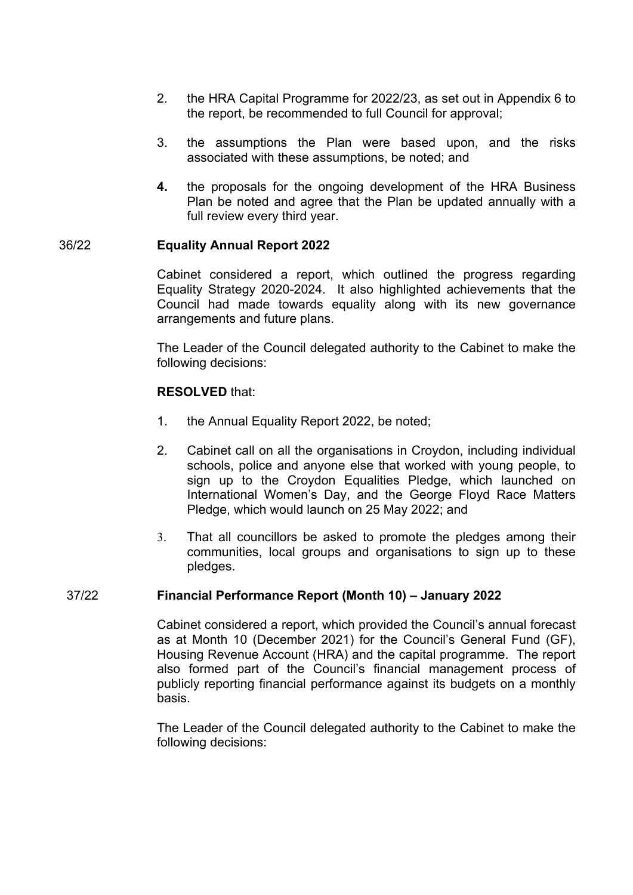2. the HRA Capital Programme for 2022/23, as set out in Appendix 6 to the report, be recommended to full Council for approval;

3. the assumptions the Plan were based upon, and the risks associated with these assumptions, be noted; and

4. the proposals for the ongoing development of the HRA Business Plan be noted and agree that the Plan be updated annually with a full review every third year.

### 36/22 Equality Annual Report 2022

Cabinet considered a report, which outlined the progress regarding Equality Strategy 2020-2024. It also highlighted achievements that the Council had made towards equality along with its new governance arrangements and future plans.

The Leader of the Council delegated authority to the Cabinet to make the following decisions:

**RESOLVED** that:

1. the Annual Equality Report 2022, be noted;

2. Cabinet call on all the organisations in Croydon, including individual schools, police and anyone else that worked with young people, to sign up to the Croydon Equalities Pledge, which launched on International Women's Day, and the George Floyd Race Matters Pledge, which would launch on 25 May 2022; and

3. That all councillors be asked to promote the pledges among their communities, local groups and organisations to sign up to these pledges.

### 37/22 Financial Performance Report (Month 10) – January 2022

Cabinet considered a report, which provided the Council's annual forecast as at Month 10 (December 2021) for the Council's General Fund (GF), Housing Revenue Account (HRA) and the capital programme. The report also formed part of the Council's financial management process of publicly reporting financial performance against its budgets on a monthly basis.

The Leader of the Council delegated authority to the Cabinet to make the following decisions: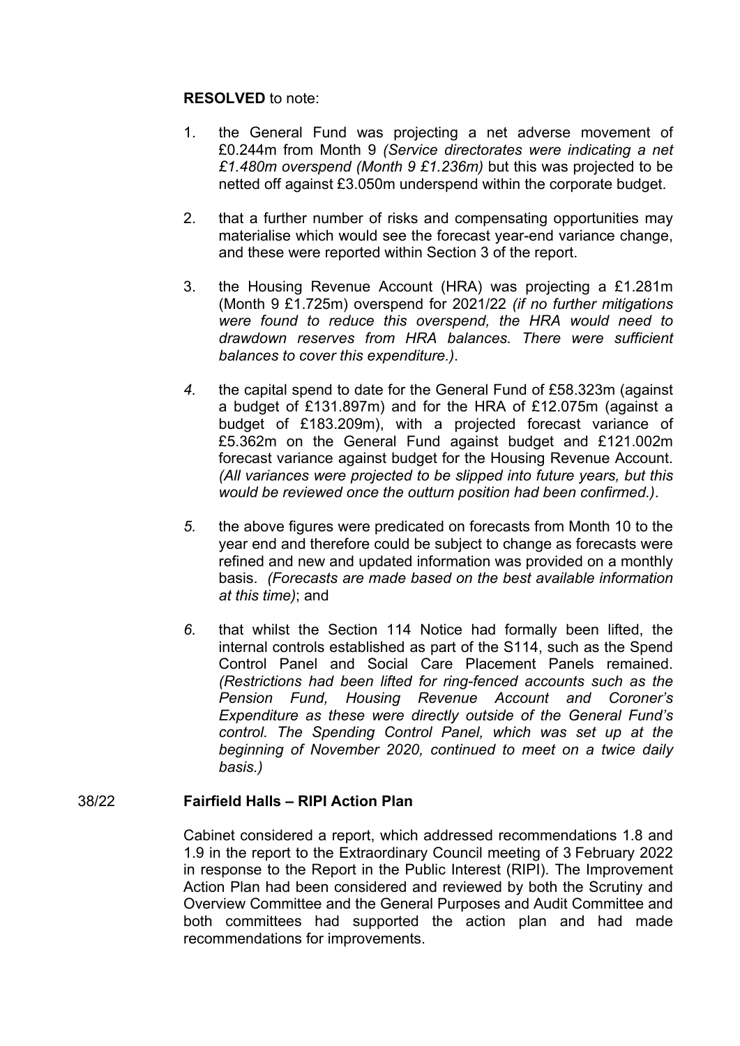**RESOLVED** to note:

1. the General Fund was projecting a net adverse movement of £0.244m from Month 9 *(Service directorates were indicating a net £1.480m overspend (Month 9 £1.236m)* but this was projected to be netted off against £3.050m underspend within the corporate budget.

2. that a further number of risks and compensating opportunities may materialise which would see the forecast year-end variance change, and these were reported within Section 3 of the report.

3. the Housing Revenue Account (HRA) was projecting a £1.281m (Month 9 £1.725m) overspend for 2021/22 *(if no further mitigations were found to reduce this overspend, the HRA would need to drawdown reserves from HRA balances. There were sufficient balances to cover this expenditure.)*.

4. the capital spend to date for the General Fund of £58.323m (against a budget of £131.897m) and for the HRA of £12.075m (against a budget of £183.209m), with a projected forecast variance of £5.362m on the General Fund against budget and £121.002m forecast variance against budget for the Housing Revenue Account. *(All variances were projected to be slipped into future years, but this would be reviewed once the outturn position had been confirmed.)*.

5. the above figures were predicated on forecasts from Month 10 to the year end and therefore could be subject to change as forecasts were refined and new and updated information was provided on a monthly basis. *(Forecasts are made based on the best available information at this time)*; and

6. that whilst the Section 114 Notice had formally been lifted, the internal controls established as part of the S114, such as the Spend Control Panel and Social Care Placement Panels remained. *(Restrictions had been lifted for ring-fenced accounts such as the Pension Fund, Housing Revenue Account and Coroner's Expenditure as these were directly outside of the General Fund's control. The Spending Control Panel, which was set up at the beginning of November 2020, continued to meet on a twice daily basis.)*

**38/22 Fairfield Halls – RIPI Action Plan**

Cabinet considered a report, which addressed recommendations 1.8 and 1.9 in the report to the Extraordinary Council meeting of 3 February 2022 in response to the Report in the Public Interest (RIPI). The Improvement Action Plan had been considered and reviewed by both the Scrutiny and Overview Committee and the General Purposes and Audit Committee and both committees had supported the action plan and had made recommendations for improvements.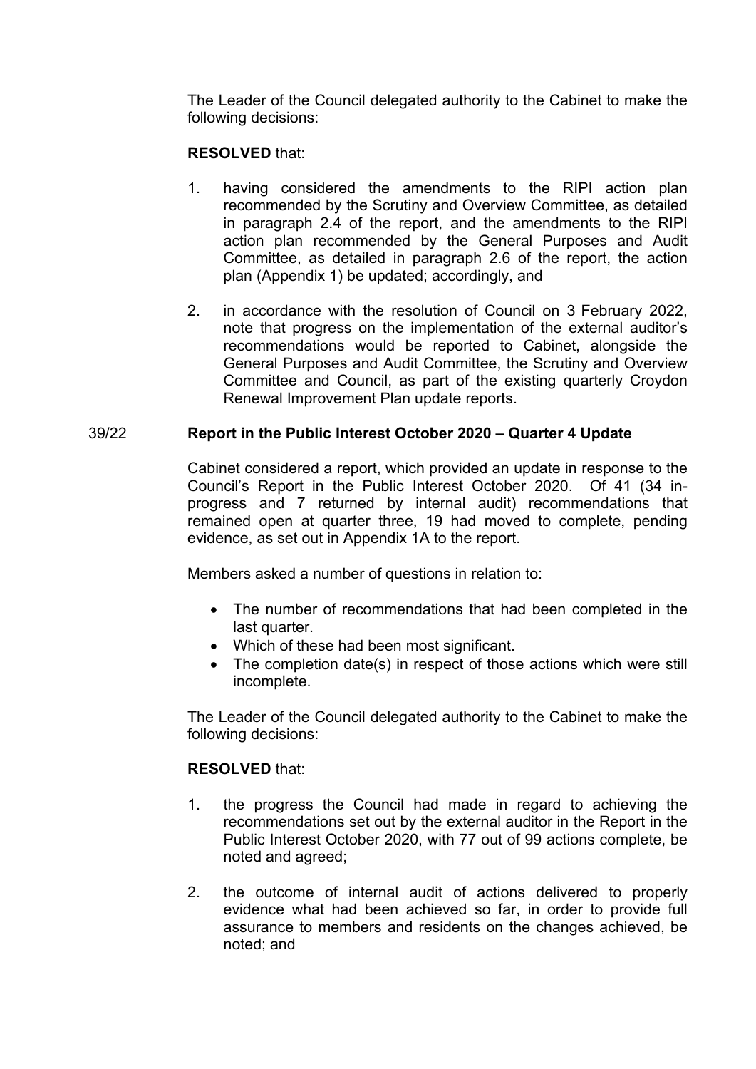The Leader of the Council delegated authority to the Cabinet to make the following decisions:

**RESOLVED** that:

1. having considered the amendments to the RIPI action plan recommended by the Scrutiny and Overview Committee, as detailed in paragraph 2.4 of the report, and the amendments to the RIPI action plan recommended by the General Purposes and Audit Committee, as detailed in paragraph 2.6 of the report, the action plan (Appendix 1) be updated; accordingly, and

2. in accordance with the resolution of Council on 3 February 2022, note that progress on the implementation of the external auditor's recommendations would be reported to Cabinet, alongside the General Purposes and Audit Committee, the Scrutiny and Overview Committee and Council, as part of the existing quarterly Croydon Renewal Improvement Plan update reports.

39/22 **Report in the Public Interest October 2020 – Quarter 4 Update**

Cabinet considered a report, which provided an update in response to the Council's Report in the Public Interest October 2020. Of 41 (34 in-progress and 7 returned by internal audit) recommendations that remained open at quarter three, 19 had moved to complete, pending evidence, as set out in Appendix 1A to the report.

Members asked a number of questions in relation to:

- The number of recommendations that had been completed in the last quarter.
- Which of these had been most significant.
- The completion date(s) in respect of those actions which were still incomplete.

The Leader of the Council delegated authority to the Cabinet to make the following decisions:

**RESOLVED** that:

1. the progress the Council had made in regard to achieving the recommendations set out by the external auditor in the Report in the Public Interest October 2020, with 77 out of 99 actions complete, be noted and agreed;

2. the outcome of internal audit of actions delivered to properly evidence what had been achieved so far, in order to provide full assurance to members and residents on the changes achieved, be noted; and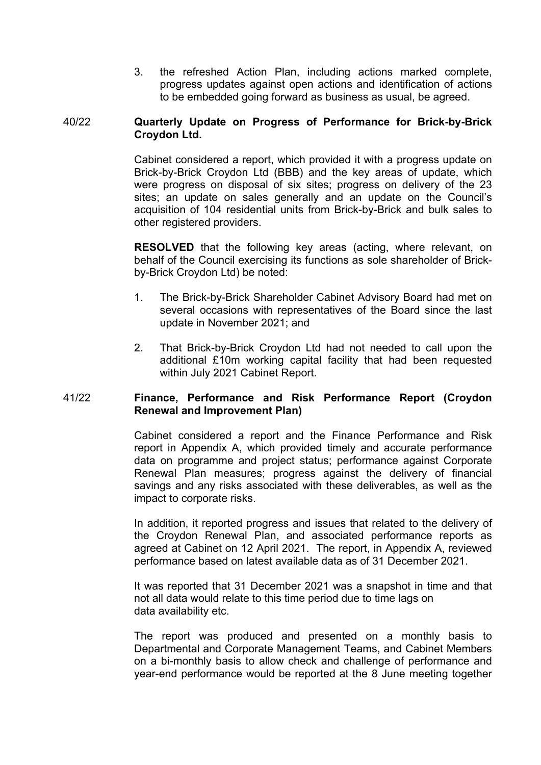3. the refreshed Action Plan, including actions marked complete, progress updates against open actions and identification of actions to be embedded going forward as business as usual, be agreed.

## 40/22 Quarterly Update on Progress of Performance for Brick-by-Brick Croydon Ltd.

Cabinet considered a report, which provided it with a progress update on Brick-by-Brick Croydon Ltd (BBB) and the key areas of update, which were progress on disposal of six sites; progress on delivery of the 23 sites; an update on sales generally and an update on the Council's acquisition of 104 residential units from Brick-by-Brick and bulk sales to other registered providers.

**RESOLVED** that the following key areas (acting, where relevant, on behalf of the Council exercising its functions as sole shareholder of Brick-by-Brick Croydon Ltd) be noted:

1. The Brick-by-Brick Shareholder Cabinet Advisory Board had met on several occasions with representatives of the Board since the last update in November 2021; and
2. That Brick-by-Brick Croydon Ltd had not needed to call upon the additional £10m working capital facility that had been requested within July 2021 Cabinet Report.

## 41/22 Finance, Performance and Risk Performance Report (Croydon Renewal and Improvement Plan)

Cabinet considered a report and the Finance Performance and Risk report in Appendix A, which provided timely and accurate performance data on programme and project status; performance against Corporate Renewal Plan measures; progress against the delivery of financial savings and any risks associated with these deliverables, as well as the impact to corporate risks.

In addition, it reported progress and issues that related to the delivery of the Croydon Renewal Plan, and associated performance reports as agreed at Cabinet on 12 April 2021. The report, in Appendix A, reviewed performance based on latest available data as of 31 December 2021.

It was reported that 31 December 2021 was a snapshot in time and that not all data would relate to this time period due to time lags on data availability etc.

The report was produced and presented on a monthly basis to Departmental and Corporate Management Teams, and Cabinet Members on a bi-monthly basis to allow check and challenge of performance and year-end performance would be reported at the 8 June meeting together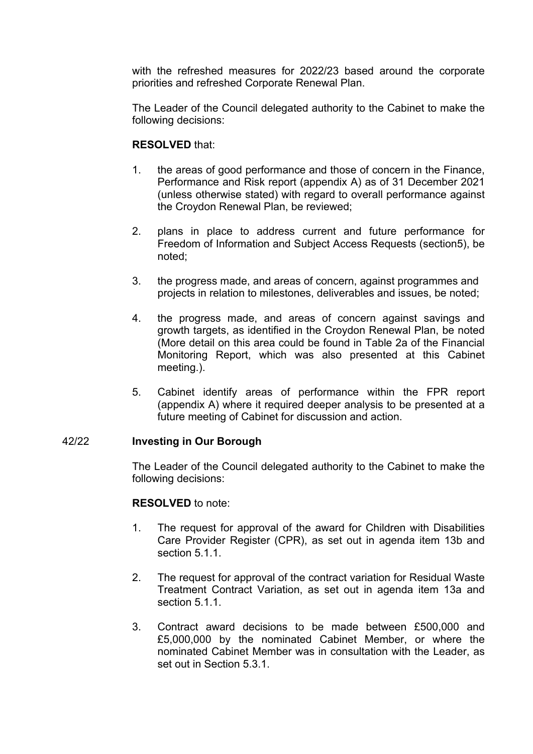with the refreshed measures for 2022/23 based around the corporate priorities and refreshed Corporate Renewal Plan.

The Leader of the Council delegated authority to the Cabinet to make the following decisions:

**RESOLVED** that:

1. the areas of good performance and those of concern in the Finance, Performance and Risk report (appendix A) as of 31 December 2021 (unless otherwise stated) with regard to overall performance against the Croydon Renewal Plan, be reviewed;
2. plans in place to address current and future performance for Freedom of Information and Subject Access Requests (section5), be noted;
3. the progress made, and areas of concern, against programmes and projects in relation to milestones, deliverables and issues, be noted;
4. the progress made, and areas of concern against savings and growth targets, as identified in the Croydon Renewal Plan, be noted (More detail on this area could be found in Table 2a of the Financial Monitoring Report, which was also presented at this Cabinet meeting.).
5. Cabinet identify areas of performance within the FPR report (appendix A) where it required deeper analysis to be presented at a future meeting of Cabinet for discussion and action.

## 42/22 **Investing in Our Borough**

The Leader of the Council delegated authority to the Cabinet to make the following decisions:

**RESOLVED** to note:

1. The request for approval of the award for Children with Disabilities Care Provider Register (CPR), as set out in agenda item 13b and section 5.1.1.
2. The request for approval of the contract variation for Residual Waste Treatment Contract Variation, as set out in agenda item 13a and section 5.1.1.
3. Contract award decisions to be made between £500,000 and £5,000,000 by the nominated Cabinet Member, or where the nominated Cabinet Member was in consultation with the Leader, as set out in Section 5.3.1.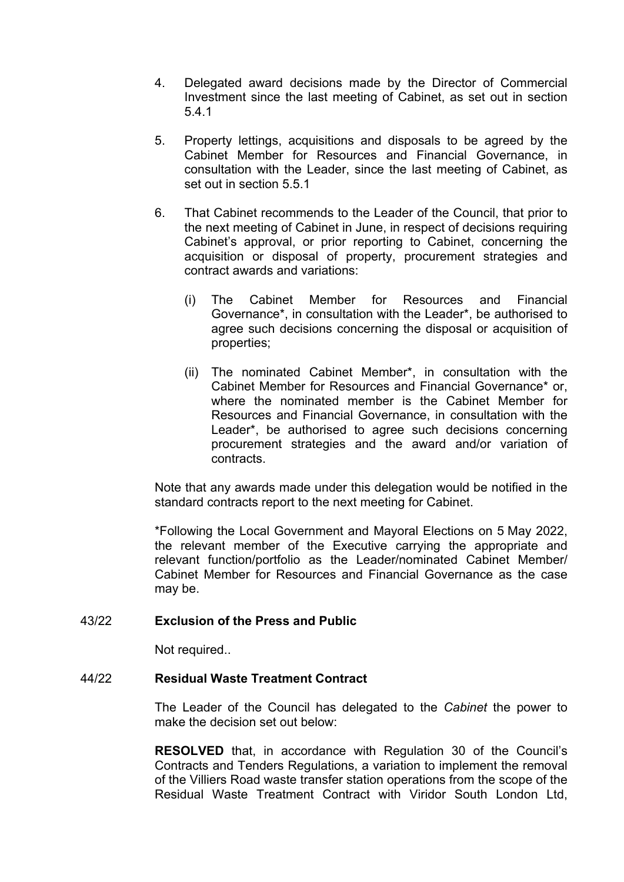4. Delegated award decisions made by the Director of Commercial Investment since the last meeting of Cabinet, as set out in section 5.4.1

5. Property lettings, acquisitions and disposals to be agreed by the Cabinet Member for Resources and Financial Governance, in consultation with the Leader, since the last meeting of Cabinet, as set out in section 5.5.1

6. That Cabinet recommends to the Leader of the Council, that prior to the next meeting of Cabinet in June, in respect of decisions requiring Cabinet's approval, or prior reporting to Cabinet, concerning the acquisition or disposal of property, procurement strategies and contract awards and variations:

   (i) The Cabinet Member for Resources and Financial Governance*, in consultation with the Leader*, be authorised to agree such decisions concerning the disposal or acquisition of properties;

   (ii) The nominated Cabinet Member*, in consultation with the Cabinet Member for Resources and Financial Governance* or, where the nominated member is the Cabinet Member for Resources and Financial Governance, in consultation with the Leader*, be authorised to agree such decisions concerning procurement strategies and the award and/or variation of contracts.

Note that any awards made under this delegation would be notified in the standard contracts report to the next meeting for Cabinet.

*Following the Local Government and Mayoral Elections on 5 May 2022, the relevant member of the Executive carrying the appropriate and relevant function/portfolio as the Leader/nominated Cabinet Member/ Cabinet Member for Resources and Financial Governance as the case may be.

## 43/22 **Exclusion of the Press and Public**

Not required..

## 44/22 **Residual Waste Treatment Contract**

The Leader of the Council has delegated to the *Cabinet* the power to make the decision set out below:

**RESOLVED** that, in accordance with Regulation 30 of the Council's Contracts and Tenders Regulations, a variation to implement the removal of the Villiers Road waste transfer station operations from the scope of the Residual Waste Treatment Contract with Viridor South London Ltd,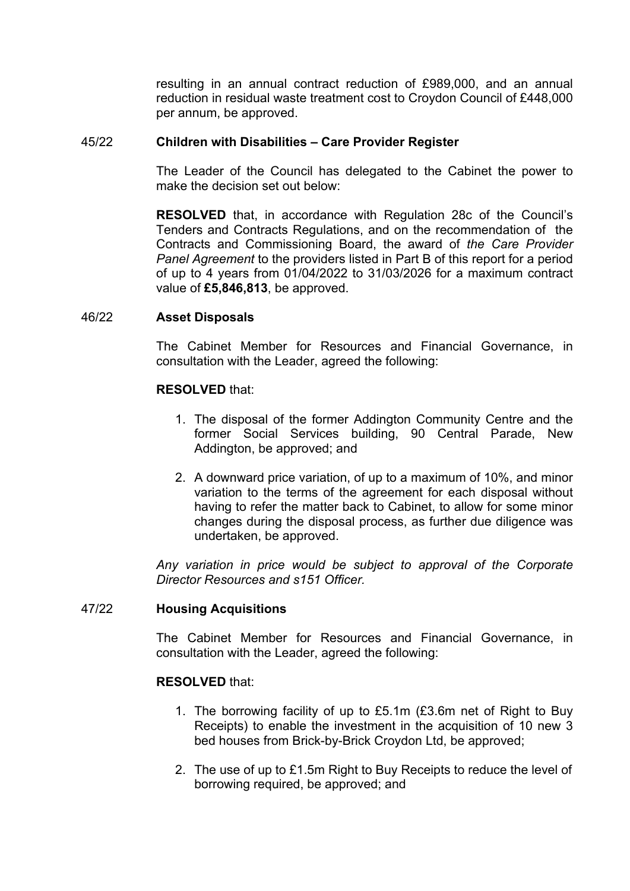resulting in an annual contract reduction of £989,000, and an annual reduction in residual waste treatment cost to Croydon Council of £448,000 per annum, be approved.

45/22 **Children with Disabilities – Care Provider Register**

The Leader of the Council has delegated to the Cabinet the power to make the decision set out below:

**RESOLVED** that, in accordance with Regulation 28c of the Council's Tenders and Contracts Regulations, and on the recommendation of the Contracts and Commissioning Board, the award of *the Care Provider Panel Agreement* to the providers listed in Part B of this report for a period of up to 4 years from 01/04/2022 to 31/03/2026 for a maximum contract value of **£5,846,813**, be approved.

46/22 **Asset Disposals**

The Cabinet Member for Resources and Financial Governance, in consultation with the Leader, agreed the following:

**RESOLVED** that:

1. The disposal of the former Addington Community Centre and the former Social Services building, 90 Central Parade, New Addington, be approved; and

2. A downward price variation, of up to a maximum of 10%, and minor variation to the terms of the agreement for each disposal without having to refer the matter back to Cabinet, to allow for some minor changes during the disposal process, as further due diligence was undertaken, be approved.

*Any variation in price would be subject to approval of the Corporate Director Resources and s151 Officer.*

47/22 **Housing Acquisitions**

The Cabinet Member for Resources and Financial Governance, in consultation with the Leader, agreed the following:

**RESOLVED** that:

1. The borrowing facility of up to £5.1m (£3.6m net of Right to Buy Receipts) to enable the investment in the acquisition of 10 new 3 bed houses from Brick-by-Brick Croydon Ltd, be approved;

2. The use of up to £1.5m Right to Buy Receipts to reduce the level of borrowing required, be approved; and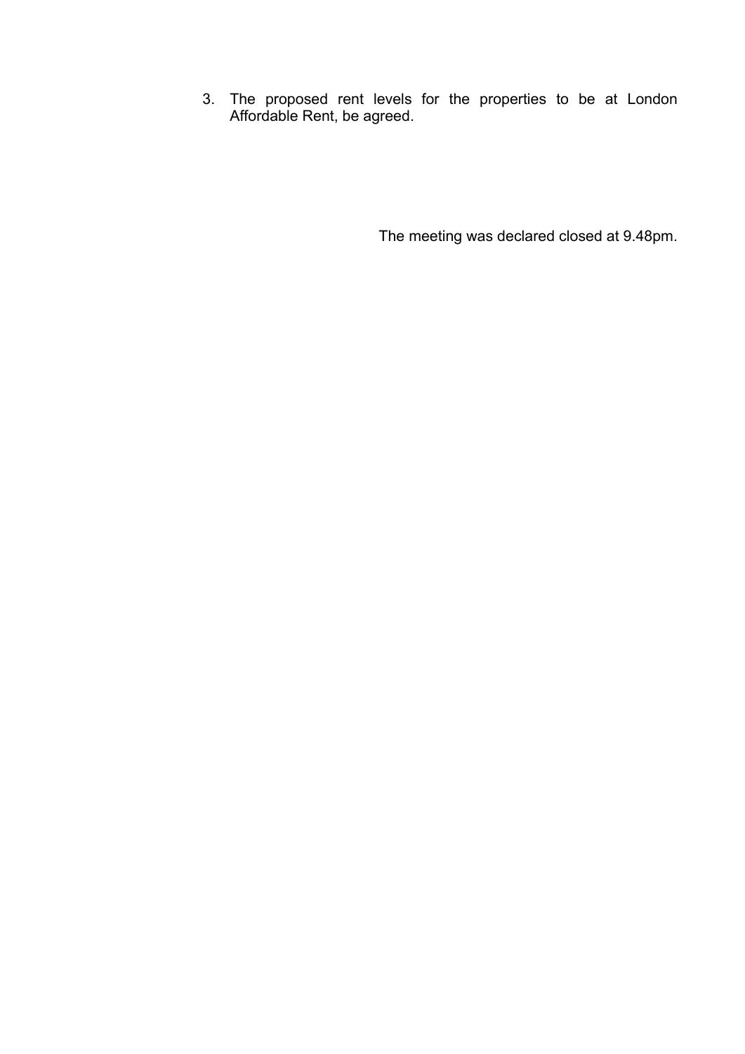3. The proposed rent levels for the properties to be at London Affordable Rent, be agreed.

The meeting was declared closed at 9.48pm.